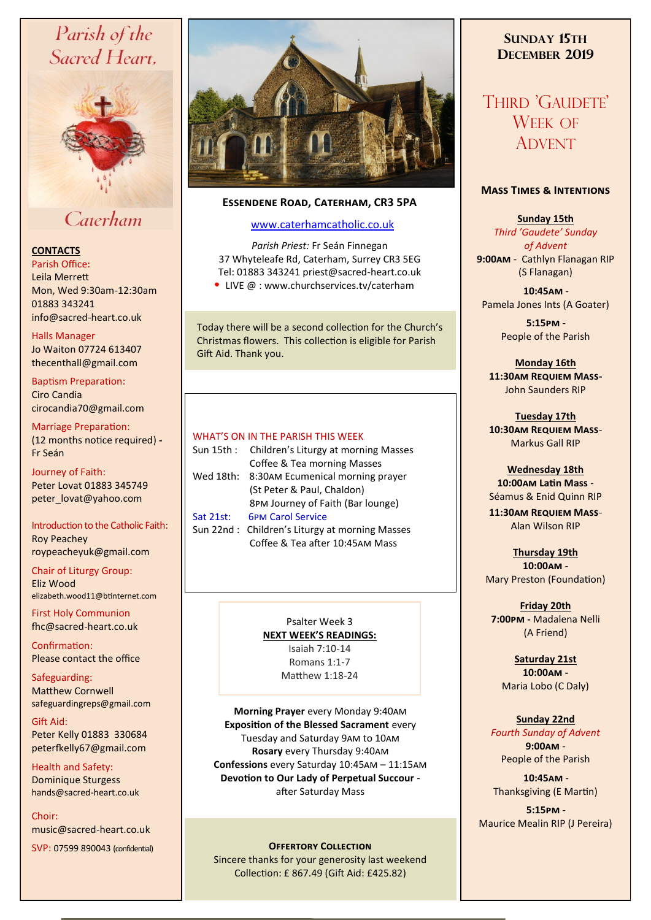# Parish of the Sacred Heart, Caterham

**CONTACTS**

Parish Office:
Leila Merrett
Mon, Wed 9:30am-12:30am
01883 343241
info@sacred-heart.co.uk

Halls Manager
Jo Waiton 07724 613407
thecenthall@gmail.com

Baptism Preparation:
Ciro Candia
cirocandia70@gmail.com

Marriage Preparation:
(12 months notice required) - Fr Seán

Journey of Faith:
Peter Lovat 01883 345749
peter_lovat@yahoo.com

Introduction to the Catholic Faith:
Roy Peachey
roypeacheyuk@gmail.com

Chair of Liturgy Group:
Eliz Wood
elizabeth.wood11@btinternet.com

First Holy Communion
fhc@sacred-heart.co.uk

Confirmation:
Please contact the office

Safeguarding:
Matthew Cornwell
safeguardingreps@gmail.com

Gift Aid:
Peter Kelly 01883 330684
peterfkelly67@gmail.com

Health and Safety:
Dominique Sturgess
hands@sacred-heart.co.uk

Choir:
music@sacred-heart.co.uk

SVP: 07599 890043 (confidential)

**ESSENDENE ROAD, CATERHAM, CR3 5PA**

www.caterhamcatholic.co.uk

*Parish Priest:* Fr Seán Finnegan
37 Whyteleafe Rd, Caterham, Surrey CR3 5EG
Tel: 01883 343241 priest@sacred-heart.co.uk
- LIVE @ : www.churchservices.tv/caterham

Today there will be a second collection for the Church's Christmas flowers. This collection is eligible for Parish Gift Aid. Thank you.

WHAT'S ON IN THE PARISH THIS WEEK

Sun 15th : Children's Liturgy at morning Masses
Coffee & Tea morning Masses
Wed 18th: 8:30AM Ecumenical morning prayer (St Peter & Paul, Chaldon)
8PM Journey of Faith (Bar lounge)
Sat 21st: 6PM Carol Service
Sun 22nd : Children's Liturgy at morning Masses
Coffee & Tea after 10:45AM Mass

Psalter Week 3
**NEXT WEEK'S READINGS:**
Isaiah 7:10-14
Romans 1:1-7
Matthew 1:18-24

**Morning Prayer** every Monday 9:40AM
**Exposition of the Blessed Sacrament** every Tuesday and Saturday 9AM to 10AM
**Rosary** every Thursday 9:40AM
**Confessions** every Saturday 10:45AM – 11:15AM
**Devotion to Our Lady of Perpetual Succour** - after Saturday Mass

**OFFERTORY COLLECTION**
Sincere thanks for your generosity last weekend
Collection: £ 867.49 (Gift Aid: £425.82)

## SUNDAY 15TH DECEMBER 2019

## THIRD 'GAUDETE' WEEK OF ADVENT

### MASS TIMES & INTENTIONS

**Sunday 15th**
*Third 'Gaudete' Sunday of Advent*
**9:00AM** - Cathlyn Flanagan RIP (S Flanagan)
**10:45AM** - Pamela Jones Ints (A Goater)
**5:15PM** - People of the Parish

**Monday 16th**
**11:30AM REQUIEM MASS**- John Saunders RIP

**Tuesday 17th**
**10:30AM REQUIEM MASS**- Markus Gall RIP

**Wednesday 18th**
**10:00AM Latin Mass** - Séamus & Enid Quinn RIP
**11:30AM REQUIEM MASS**- Alan Wilson RIP

**Thursday 19th**
**10:00AM** - Mary Preston (Foundation)

**Friday 20th**
**7:00PM** - Madalena Nelli (A Friend)

**Saturday 21st**
**10:00AM** - Maria Lobo (C Daly)

**Sunday 22nd**
*Fourth Sunday of Advent*
**9:00AM** - People of the Parish
**10:45AM** - Thanksgiving (E Martin)
**5:15PM** - Maurice Mealin RIP (J Pereira)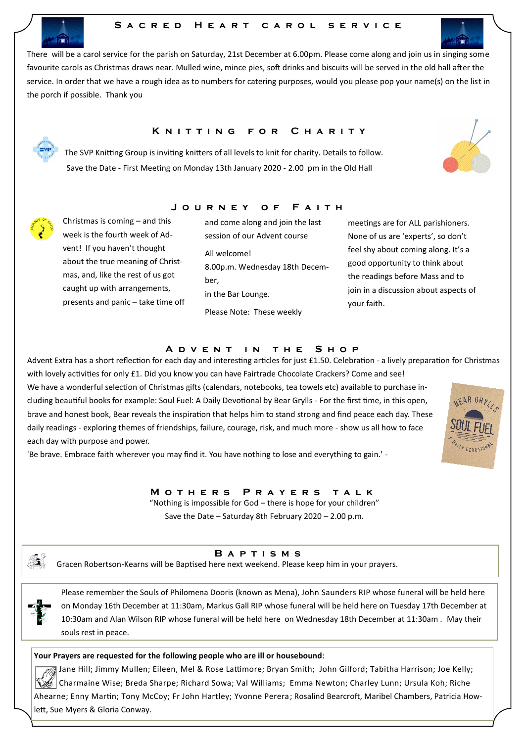## Sacred Heart Carol Service

There will be a carol service for the parish on Saturday, 21st December at 6.00pm. Please come along and join us in singing some favourite carols as Christmas draws near. Mulled wine, mince pies, soft drinks and biscuits will be served in the old hall after the service. In order that we have a rough idea as to numbers for catering purposes, would you please pop your name(s) on the list in the porch if possible. Thank you

## Knitting for Charity

The SVP Knitting Group is inviting knitters of all levels to knit for charity. Details to follow.

Save the Date - First Meeting on Monday 13th January 2020 - 2.00 pm in the Old Hall

## Journey of Faith

Christmas is coming – and this week is the fourth week of Advent! If you haven't thought about the true meaning of Christmas, and, like the rest of us got caught up with arrangements, presents and panic – take time off and come along and join us in the last session of our Advent course

All welcome!

8.00p.m. Wednesday 18th December,

in the Bar Lounge.

Please Note: These weekly meetings are for ALL parishioners. None of us are 'experts', so don't feel shy about coming along. It's a good opportunity to think about the readings before Mass and to join in a discussion about aspects of your faith.

## Advent in the Shop

Advent Extra has a short reflection for each day and interesting articles for just £1.50. Celebration - a lively preparation for Christmas with lovely activities for only £1. Did you know you can have Fairtrade Chocolate Crackers? Come and see!

We have a wonderful selection of Christmas gifts (calendars, notebooks, tea towels etc) available to purchase including beautiful books for example: Soul Fuel: A Daily Devotional by Bear Grylls - For the first time, in this open, brave and honest book, Bear reveals the inspiration that helps him to stand strong and find peace each day. These daily readings - exploring themes of friendships, failure, courage, risk, and much more - show us all how to face each day with purpose and power.

'Be brave. Embrace faith wherever you may find it. You have nothing to lose and everything to gain.' -

## Mothers Prayers talk

"Nothing is impossible for God – there is hope for your children"

Save the Date – Saturday 8th February 2020 – 2.00 p.m.

## Baptisms

Gracen Robertson-Kearns will be Baptised here next weekend. Please keep him in your prayers.

Please remember the Souls of Philomena Dooris (known as Mena), John Saunders RIP whose funeral will be held here on Monday 16th December at 11:30am, Markus Gall RIP whose funeral will be held here on Tuesday 17th December at 10:30am and Alan Wilson RIP whose funeral will be held here on Wednesday 18th December at 11:30am . May their souls rest in peace.

**Your Prayers are requested for the following people who are ill or housebound**:

Jane Hill; Jimmy Mullen; Eileen, Mel & Rose Lattimore; Bryan Smith; John Gilford; Tabitha Harrison; Joe Kelly; Charmaine Wise; Breda Sharpe; Richard Sowa; Val Williams; Emma Newton; Charley Lunn; Ursula Koh; Riche Ahearne; Enny Martin; Tony McCoy; Fr John Hartley; Yvonne Perera; Rosalind Bearcroft, Maribel Chambers, Patricia Howlett, Sue Myers & Gloria Conway.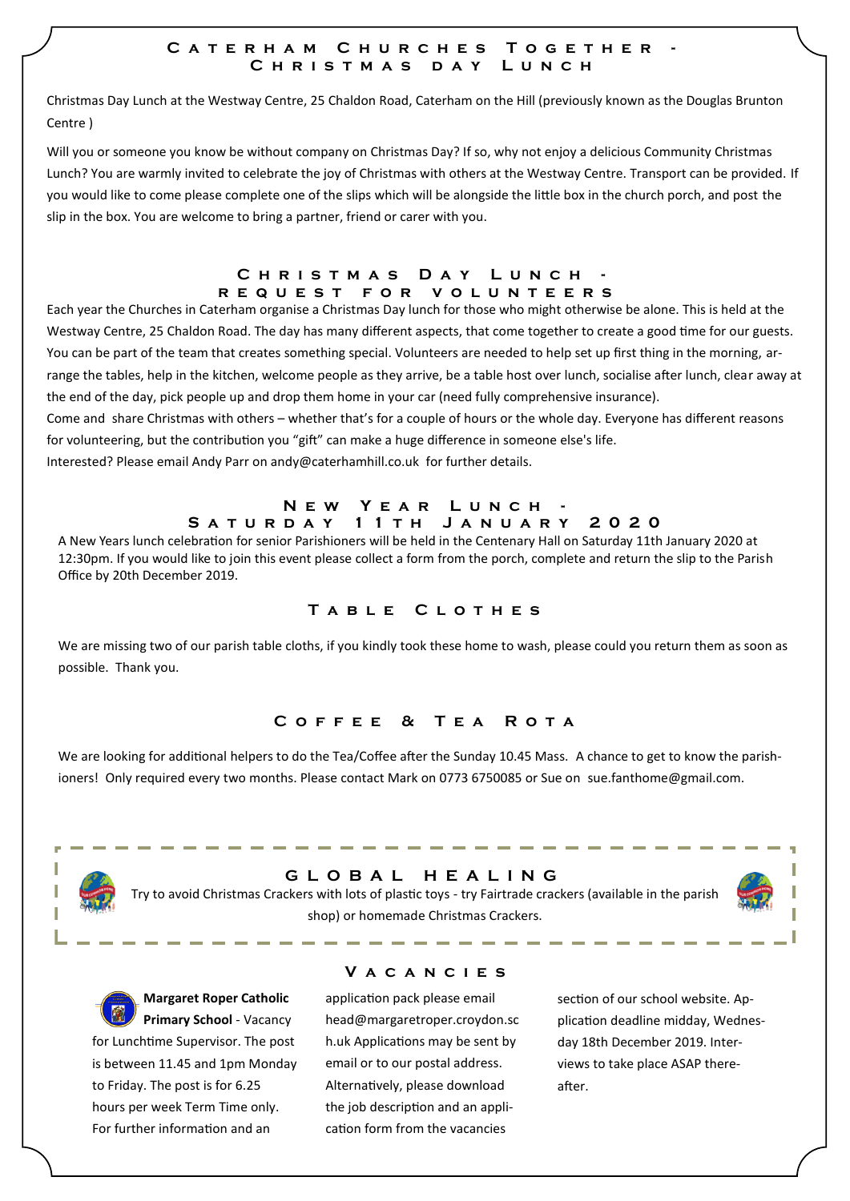## Caterham Churches Together - Christmas day Lunch

Christmas Day Lunch at the Westway Centre, 25 Chaldon Road, Caterham on the Hill (previously known as the Douglas Brunton Centre )

Will you or someone you know be without company on Christmas Day? If so, why not enjoy a delicious Community Christmas Lunch? You are warmly invited to celebrate the joy of Christmas with others at the Westway Centre. Transport can be provided. If you would like to come please complete one of the slips which will be alongside the little box in the church porch, and post the slip in the box. You are welcome to bring a partner, friend or carer with you.

## Christmas Day Lunch - request for volunteers

Each year the Churches in Caterham organise a Christmas Day lunch for those who might otherwise be alone. This is held at the Westway Centre, 25 Chaldon Road. The day has many different aspects, that come together to create a good time for our guests. You can be part of the team that creates something special. Volunteers are needed to help set up first thing in the morning, arrange the tables, help in the kitchen, welcome people as they arrive, be a table host over lunch, socialise after lunch, clear away at the end of the day, pick people up and drop them home in your car (need fully comprehensive insurance).

Come and share Christmas with others – whether that's for a couple of hours or the whole day. Everyone has different reasons for volunteering, but the contribution you "gift" can make a huge difference in someone else's life.

Interested? Please email Andy Parr on andy@caterhamhill.co.uk for further details.

## New Year Lunch - Saturday 11th January 2020

A New Years lunch celebration for senior Parishioners will be held in the Centenary Hall on Saturday 11th January 2020 at 12:30pm. If you would like to join this event please collect a form from the porch, complete and return the slip to the Parish Office by 20th December 2019.

## Table Clothes

We are missing two of our parish table cloths, if you kindly took these home to wash, please could you return them as soon as possible. Thank you.

## Coffee & Tea Rota

We are looking for additional helpers to do the Tea/Coffee after the Sunday 10.45 Mass. A chance to get to know the parishioners! Only required every two months. Please contact Mark on 0773 6750085 or Sue on sue.fanthome@gmail.com.

## GLOBAL HEALING

Try to avoid Christmas Crackers with lots of plastic toys - try Fairtrade crackers (available in the parish shop) or homemade Christmas Crackers.

## Vacancies

**Margaret Roper Catholic Primary School** - Vacancy for Lunchtime Supervisor. The post is between 11.45 and 1pm Monday to Friday. The post is for 6.25 hours per week Term Time only. For further information and an application pack please email head@margaretroper.croydon.sch.uk Applications may be sent by email or to our postal address. Alternatively, please download the job description and an application form from the vacancies section of our school website. Application deadline midday, Wednesday 18th December 2019. Interviews to take place ASAP thereafter.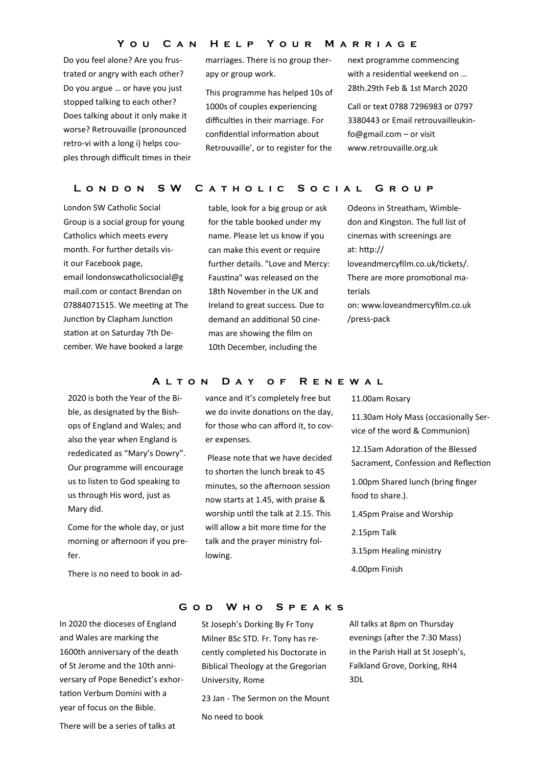## You Can Help Your Marriage

Do you feel alone? Are you frustrated or angry with each other? Do you argue … or have you just stopped talking to each other? Does talking about it only make it worse? Retrouvaille (pronounced retro-vi with a long i) helps couples through difficult times in their marriages. There is no group therapy or group work.

This programme has helped 10s of 1000s of couples experiencing difficulties in their marriage. For confidential information about Retrouvaille', or to register for the next programme commencing with a residential weekend on … 28th.29th Feb & 1st March 2020

Call or text 0788 7296983 or 0797 3380443 or Email retrouvailleukinfo@gmail.com – or visit www.retrouvaille.org.uk

## London SW Catholic Social Group

London SW Catholic Social Group is a social group for young Catholics which meets every month. For further details visit our Facebook page, email londonswcatholicsocial@gmail.com or contact Brendan on 07884071515. We meeting at The Junction by Clapham Junction station at on Saturday 7th December. We have booked a large table, look for a big group or ask for the table booked under my name. Please let us know if you can make this event or require further details. "Love and Mercy: Faustina" was released on the 18th November in the UK and Ireland to great success. Due to demand an additional 50 cinemas are showing the film on 10th December, including the Odeons in Streatham, Wimbledon and Kingston. The full list of cinemas with screenings are at: http://loveandmercyfilm.co.uk/tickets/. There are more promotional materials on: www.loveandmercyfilm.co.uk/press-pack

## Alton Day of Renewal

2020 is both the Year of the Bible, as designated by the Bishops of England and Wales; and also the year when England is rededicated as "Mary's Dowry". Our programme will encourage us to listen to God speaking to us through His word, just as Mary did.

Come for the whole day, or just morning or afternoon if you prefer.

There is no need to book in advance and it's completely free but we do invite donations on the day, for those who can afford it, to cover expenses.

Please note that we have decided to shorten the lunch break to 45 minutes, so the afternoon session now starts at 1.45, with praise & worship until the talk at 2.15. This will allow a bit more time for the talk and the prayer ministry following.

11.00am Rosary

11.30am Holy Mass (occasionally Service of the word & Communion)

12.15am Adoration of the Blessed Sacrament, Confession and Reflection

1.00pm Shared lunch (bring finger food to share.).

1.45pm Praise and Worship

2.15pm Talk

3.15pm Healing ministry

4.00pm Finish

## God Who Speaks

In 2020 the dioceses of England and Wales are marking the 1600th anniversary of the death of St Jerome and the 10th anniversary of Pope Benedict's exhortation Verbum Domini with a year of focus on the Bible.

There will be a series of talks at St Joseph's Dorking By Fr Tony Milner BSc STD. Fr. Tony has recently completed his Doctorate in Biblical Theology at the Gregorian University, Rome

23 Jan - The Sermon on the Mount

No need to book

All talks at 8pm on Thursday evenings (after the 7:30 Mass) in the Parish Hall at St Joseph's, Falkland Grove, Dorking, RH4 3DL